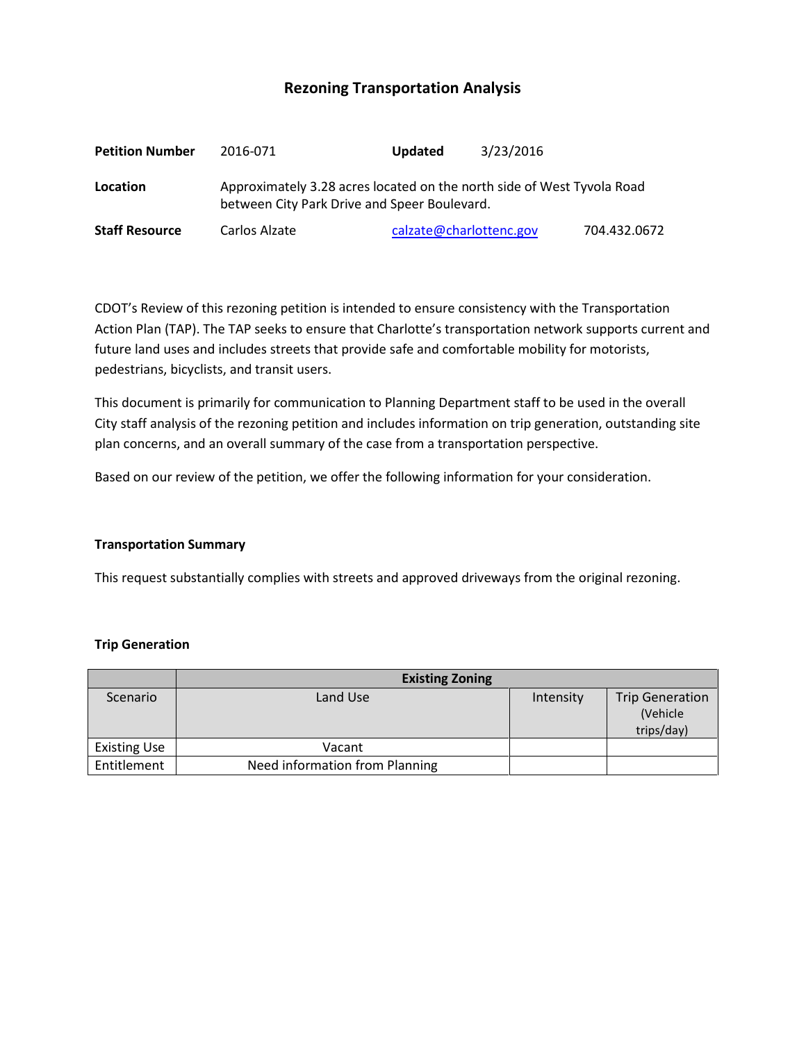# Rezoning Transportation Analysis

| | | | |
|---|---|---|---|
| **Petition Number** | 2016-071 | **Updated** | 3/23/2016 |
| **Location** | Approximately 3.28 acres located on the north side of West Tyvola Road between City Park Drive and Speer Boulevard. | | |
| **Staff Resource** | Carlos Alzate | calzate@charlottenc.gov | 704.432.0672 |

CDOT's Review of this rezoning petition is intended to ensure consistency with the Transportation Action Plan (TAP). The TAP seeks to ensure that Charlotte's transportation network supports current and future land uses and includes streets that provide safe and comfortable mobility for motorists, pedestrians, bicyclists, and transit users.

This document is primarily for communication to Planning Department staff to be used in the overall City staff analysis of the rezoning petition and includes information on trip generation, outstanding site plan concerns, and an overall summary of the case from a transportation perspective.

Based on our review of the petition, we offer the following information for your consideration.

### Transportation Summary

This request substantially complies with streets and approved driveways from the original rezoning.

### Trip Generation

| | Existing Zoning | | |
|---|---|---|---|
| Scenario | Land Use | Intensity | Trip Generation (Vehicle trips/day) |
| Existing Use | Vacant | | |
| Entitlement | Need information from Planning | | |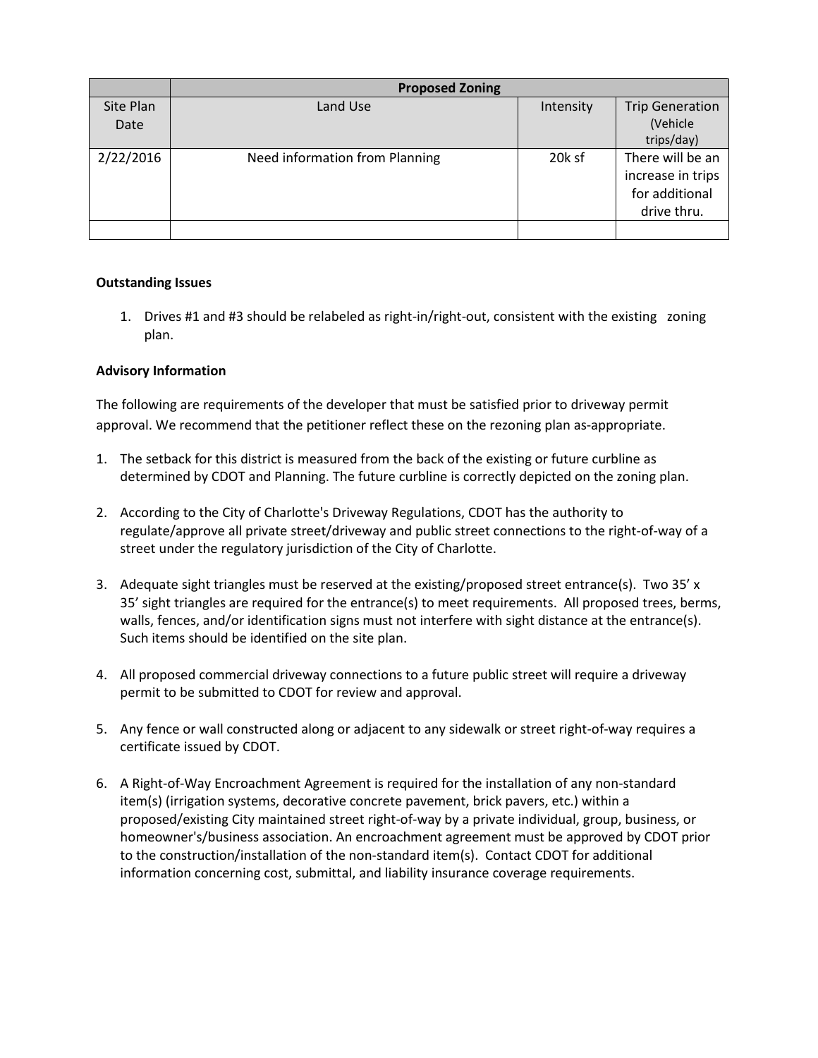| | Proposed Zoning | | |
|---|---|---|---|
| Site Plan Date | Land Use | Intensity | Trip Generation (Vehicle trips/day) |
| 2/22/2016 | Need information from Planning | 20k sf | There will be an increase in trips for additional drive thru. |
| | | | |

**Outstanding Issues**

1. Drives #1 and #3 should be relabeled as right-in/right-out, consistent with the existing zoning plan.

**Advisory Information**

The following are requirements of the developer that must be satisfied prior to driveway permit approval. We recommend that the petitioner reflect these on the rezoning plan as-appropriate.

1. The setback for this district is measured from the back of the existing or future curbline as determined by CDOT and Planning. The future curbline is correctly depicted on the zoning plan.

2. According to the City of Charlotte's Driveway Regulations, CDOT has the authority to regulate/approve all private street/driveway and public street connections to the right-of-way of a street under the regulatory jurisdiction of the City of Charlotte.

3. Adequate sight triangles must be reserved at the existing/proposed street entrance(s). Two 35' x 35' sight triangles are required for the entrance(s) to meet requirements. All proposed trees, berms, walls, fences, and/or identification signs must not interfere with sight distance at the entrance(s). Such items should be identified on the site plan.

4. All proposed commercial driveway connections to a future public street will require a driveway permit to be submitted to CDOT for review and approval.

5. Any fence or wall constructed along or adjacent to any sidewalk or street right-of-way requires a certificate issued by CDOT.

6. A Right-of-Way Encroachment Agreement is required for the installation of any non-standard item(s) (irrigation systems, decorative concrete pavement, brick pavers, etc.) within a proposed/existing City maintained street right-of-way by a private individual, group, business, or homeowner's/business association. An encroachment agreement must be approved by CDOT prior to the construction/installation of the non-standard item(s). Contact CDOT for additional information concerning cost, submittal, and liability insurance coverage requirements.